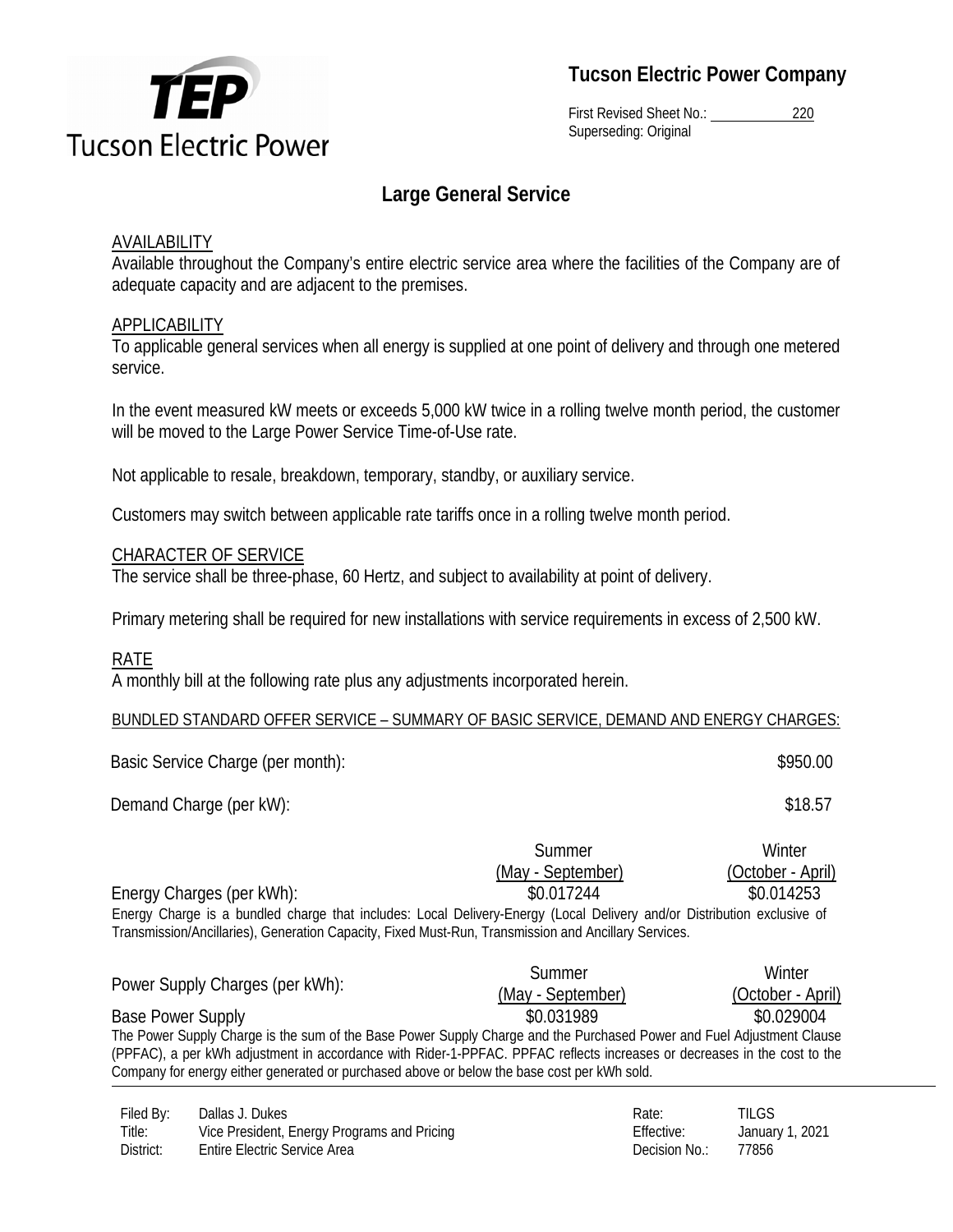**Tucson Electric Power Company**

First Revised Sheet No.: 220
Superseding: Original

# Large General Service

## AVAILABILITY

Available throughout the Company's entire electric service area where the facilities of the Company are of adequate capacity and are adjacent to the premises.

## APPLICABILITY

To applicable general services when all energy is supplied at one point of delivery and through one metered service.

In the event measured kW meets or exceeds 5,000 kW twice in a rolling twelve month period, the customer will be moved to the Large Power Service Time-of-Use rate.

Not applicable to resale, breakdown, temporary, standby, or auxiliary service.

Customers may switch between applicable rate tariffs once in a rolling twelve month period.

## CHARACTER OF SERVICE

The service shall be three-phase, 60 Hertz, and subject to availability at point of delivery.

Primary metering shall be required for new installations with service requirements in excess of 2,500 kW.

## RATE

A monthly bill at the following rate plus any adjustments incorporated herein.

BUNDLED STANDARD OFFER SERVICE – SUMMARY OF BASIC SERVICE, DEMAND AND ENERGY CHARGES:

| | |
|---|---|
| Basic Service Charge (per month): | $950.00 |
| Demand Charge (per kW): | $18.57 |

| | Summer (May - September) | Winter (October - April) |
|---|---|---|
| Energy Charges (per kWh): | $0.017244 | $0.014253 |

Energy Charge is a bundled charge that includes: Local Delivery-Energy (Local Delivery and/or Distribution exclusive of Transmission/Ancillaries), Generation Capacity, Fixed Must-Run, Transmission and Ancillary Services.

| Power Supply Charges (per kWh): | Summer (May - September) | Winter (October - April) |
|---|---|---|
| Base Power Supply | $0.031989 | $0.029004 |

The Power Supply Charge is the sum of the Base Power Supply Charge and the Purchased Power and Fuel Adjustment Clause (PPFAC), a per kWh adjustment in accordance with Rider-1-PPFAC. PPFAC reflects increases or decreases in the cost to the Company for energy either generated or purchased above or below the base cost per kWh sold.

| | | | |
|---|---|---|---|
| Filed By: | Dallas J. Dukes | Rate: | TILGS |
| Title: | Vice President, Energy Programs and Pricing | Effective: | January 1, 2021 |
| District: | Entire Electric Service Area | Decision No.: | 77856 |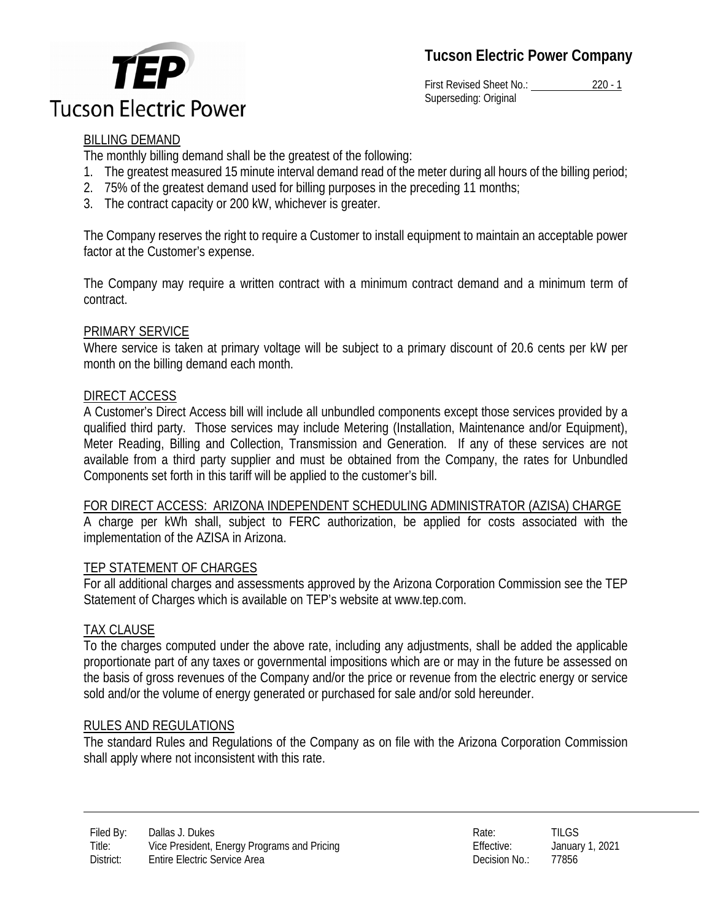BILLING DEMAND

The monthly billing demand shall be the greatest of the following:

1. The greatest measured 15 minute interval demand read of the meter during all hours of the billing period;
2. 75% of the greatest demand used for billing purposes in the preceding 11 months;
3. The contract capacity or 200 kW, whichever is greater.

The Company reserves the right to require a Customer to install equipment to maintain an acceptable power factor at the Customer's expense.

The Company may require a written contract with a minimum contract demand and a minimum term of contract.

PRIMARY SERVICE

Where service is taken at primary voltage will be subject to a primary discount of 20.6 cents per kW per month on the billing demand each month.

DIRECT ACCESS

A Customer's Direct Access bill will include all unbundled components except those services provided by a qualified third party. Those services may include Metering (Installation, Maintenance and/or Equipment), Meter Reading, Billing and Collection, Transmission and Generation. If any of these services are not available from a third party supplier and must be obtained from the Company, the rates for Unbundled Components set forth in this tariff will be applied to the customer's bill.

FOR DIRECT ACCESS: ARIZONA INDEPENDENT SCHEDULING ADMINISTRATOR (AZISA) CHARGE

A charge per kWh shall, subject to FERC authorization, be applied for costs associated with the implementation of the AZISA in Arizona.

TEP STATEMENT OF CHARGES

For all additional charges and assessments approved by the Arizona Corporation Commission see the TEP Statement of Charges which is available on TEP's website at www.tep.com.

TAX CLAUSE

To the charges computed under the above rate, including any adjustments, shall be added the applicable proportionate part of any taxes or governmental impositions which are or may in the future be assessed on the basis of gross revenues of the Company and/or the price or revenue from the electric energy or service sold and/or the volume of energy generated or purchased for sale and/or sold hereunder.

RULES AND REGULATIONS

The standard Rules and Regulations of the Company as on file with the Arizona Corporation Commission shall apply where not inconsistent with this rate.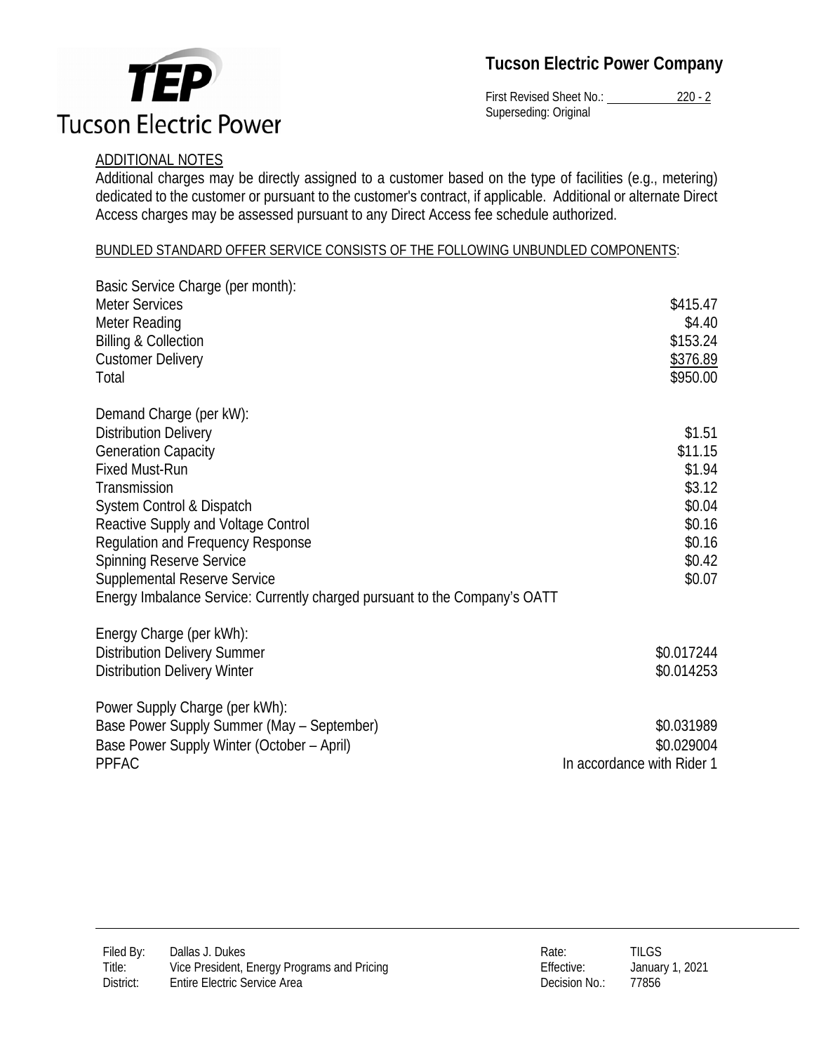## ADDITIONAL NOTES

Additional charges may be directly assigned to a customer based on the type of facilities (e.g., metering) dedicated to the customer or pursuant to the customer's contract, if applicable. Additional or alternate Direct Access charges may be assessed pursuant to any Direct Access fee schedule authorized.

## BUNDLED STANDARD OFFER SERVICE CONSISTS OF THE FOLLOWING UNBUNDLED COMPONENTS:

| | |
|---|---|
| Basic Service Charge (per month): | |
| Meter Services | $415.47 |
| Meter Reading | $4.40 |
| Billing & Collection | $153.24 |
| Customer Delivery | $376.89 |
| Total | $950.00 |
| | |
| Demand Charge (per kW): | |
| Distribution Delivery | $1.51 |
| Generation Capacity | $11.15 |
| Fixed Must-Run | $1.94 |
| Transmission | $3.12 |
| System Control & Dispatch | $0.04 |
| Reactive Supply and Voltage Control | $0.16 |
| Regulation and Frequency Response | $0.16 |
| Spinning Reserve Service | $0.42 |
| Supplemental Reserve Service | $0.07 |
| Energy Imbalance Service: Currently charged pursuant to the Company's OATT | |
| | |
| Energy Charge (per kWh): | |
| Distribution Delivery Summer | $0.017244 |
| Distribution Delivery Winter | $0.014253 |
| | |
| Power Supply Charge (per kWh): | |
| Base Power Supply Summer (May – September) | $0.031989 |
| Base Power Supply Winter (October – April) | $0.029004 |
| PPFAC | In accordance with Rider 1 |